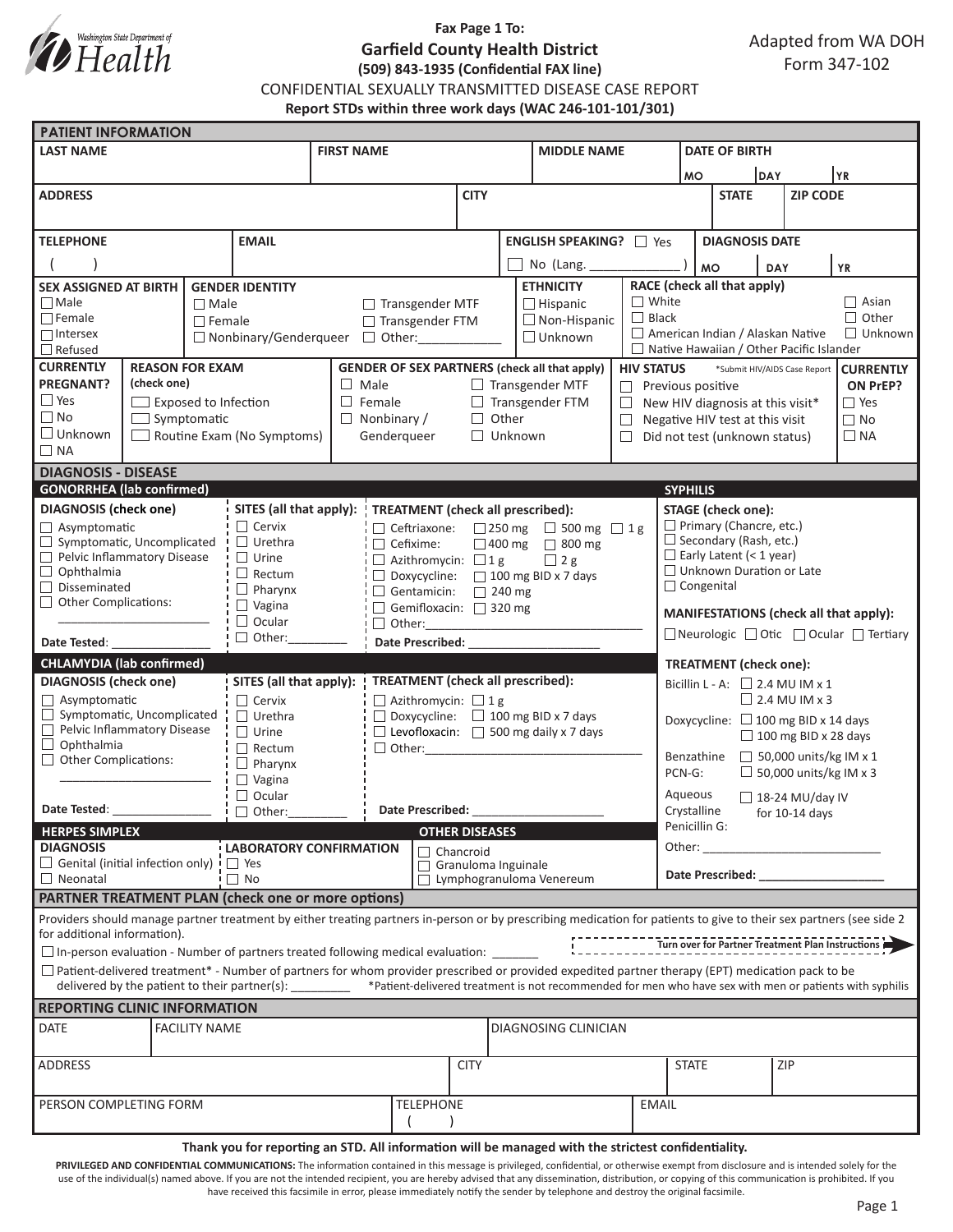Washington State Department of Health

**Fax Page 1 To:**
**Garfield County Health District**
**(509) 843-1935 (Confidential FAX line)**

Adapted from WA DOH Form 347-102

# CONFIDENTIAL SEXUALLY TRANSMITTED DISEASE CASE REPORT

**Report STDs within three work days (WAC 246-101-101/301)**

## PATIENT INFORMATION

| LAST NAME | FIRST NAME | MIDDLE NAME | DATE OF BIRTH (MO / DAY / YR) |
|---|---|---|---|
| | | | |

| ADDRESS | CITY | STATE | ZIP CODE |
|---|---|---|---|
| | | | |

| TELEPHONE | EMAIL | ENGLISH SPEAKING? ☐ Yes ☐ No (Lang. ____________ ) | DIAGNOSIS DATE (MO / DAY / YR) |
|---|---|---|---|
| ( ) | | | |

**SEX ASSIGNED AT BIRTH**
- ☐ Male
- ☐ Female
- ☐ Intersex
- ☐ Refused

**GENDER IDENTITY**
- ☐ Male
- ☐ Female
- ☐ Nonbinary/Genderqueer
- ☐ Transgender MTF
- ☐ Transgender FTM
- ☐ Other:___________

**ETHNICITY**
- ☐ Hispanic
- ☐ Non-Hispanic
- ☐ Unknown

**RACE (check all that apply)**
- ☐ White
- ☐ Black
- ☐ American Indian / Alaskan Native
- ☐ Native Hawaiian / Other Pacific Islander
- ☐ Asian
- ☐ Other
- ☐ Unknown

**CURRENTLY PREGNANT?**
- ☐ Yes
- ☐ No
- ☐ Unknown
- ☐ NA

**REASON FOR EXAM (check one)**
- ☐ Exposed to Infection
- ☐ Symptomatic
- ☐ Routine Exam (No Symptoms)

**GENDER OF SEX PARTNERS (check all that apply)**
- ☐ Male
- ☐ Female
- ☐ Nonbinary / Genderqueer
- ☐ Transgender MTF
- ☐ Transgender FTM
- ☐ Other
- ☐ Unknown

**HIV STATUS** *Submit HIV/AIDS Case Report
- ☐ Previous positive
- ☐ New HIV diagnosis at this visit*
- ☐ Negative HIV test at this visit
- ☐ Did not test (unknown status)

**CURRENTLY ON PrEP?**
- ☐ Yes
- ☐ No
- ☐ NA

## DIAGNOSIS - DISEASE

### GONORRHEA (lab confirmed)

**DIAGNOSIS (check one)**
- ☐ Asymptomatic
- ☐ Symptomatic, Uncomplicated
- ☐ Pelvic Inflammatory Disease
- ☐ Ophthalmia
- ☐ Disseminated
- ☐ Other Complications: ____________________

Date Tested: ______________

**SITES (all that apply):**
- ☐ Cervix
- ☐ Urethra
- ☐ Urine
- ☐ Rectum
- ☐ Pharynx
- ☐ Vagina
- ☐ Ocular
- ☐ Other:________

**TREATMENT (check all prescribed):**
- ☐ Ceftriaxone: ☐ 250 mg ☐ 500 mg ☐ 1 g
- ☐ Cefixime: ☐ 400 mg ☐ 800 mg
- ☐ Azithromycin: ☐ 1 g ☐ 2 g
- ☐ Doxycycline: ☐ 100 mg BID x 7 days
- ☐ Gentamicin: ☐ 240 mg
- ☐ Gemifloxacin: ☐ 320 mg
- ☐ Other:______________________________

Date Prescribed: __________________

### CHLAMYDIA (lab confirmed)

**DIAGNOSIS (check one)**
- ☐ Asymptomatic
- ☐ Symptomatic, Uncomplicated
- ☐ Pelvic Inflammatory Disease
- ☐ Ophthalmia
- ☐ Other Complications: ____________________

Date Tested: ______________

**SITES (all that apply):**
- ☐ Cervix
- ☐ Urethra
- ☐ Urine
- ☐ Rectum
- ☐ Pharynx
- ☐ Vagina
- ☐ Ocular
- ☐ Other:________

**TREATMENT (check all prescribed):**
- ☐ Azithromycin: ☐ 1 g
- ☐ Doxycycline: ☐ 100 mg BID x 7 days
- ☐ Levofloxacin: ☐ 500 mg daily x 7 days
- ☐ Other:______________________________

Date Prescribed: __________________

### SYPHILIS

**STAGE (check one):**
- ☐ Primary (Chancre, etc.)
- ☐ Secondary (Rash, etc.)
- ☐ Early Latent (< 1 year)
- ☐ Unknown Duration or Late
- ☐ Congenital

**MANIFESTATIONS (check all that apply):**
☐ Neurologic ☐ Otic ☐ Ocular ☐ Tertiary

**TREATMENT (check one):**
- Bicillin L - A: ☐ 2.4 MU IM x 1 ☐ 2.4 MU IM x 3
- Doxycycline: ☐ 100 mg BID x 14 days ☐ 100 mg BID x 28 days
- Benzathine PCN-G: ☐ 50,000 units/kg IM x 1 ☐ 50,000 units/kg IM x 3
- Aqueous Crystalline Penicillin G: ☐ 18-24 MU/day IV for 10-14 days
- Other: ________________________

Date Prescribed: __________________

### HERPES SIMPLEX

**DIAGNOSIS**
- ☐ Genital (initial infection only)
- ☐ Neonatal

**LABORATORY CONFIRMATION**
- ☐ Yes
- ☐ No

### OTHER DISEASES
- ☐ Chancroid
- ☐ Granuloma Inguinale
- ☐ Lymphogranuloma Venereum

## PARTNER TREATMENT PLAN (check one or more options)

Providers should manage partner treatment by either treating partners in-person or by prescribing medication for patients to give to their sex partners (see side 2 for additional information).

**Turn over for Partner Treatment Plan Instructions**

☐ In-person evaluation - Number of partners treated following medical evaluation: _______

☐ Patient-delivered treatment* - Number of partners for whom provider prescribed or provided expedited partner therapy (EPT) medication pack to be delivered by the patient to their partner(s): ________ *Patient-delivered treatment is not recommended for men who have sex with men or patients with syphilis

## REPORTING CLINIC INFORMATION

| DATE | FACILITY NAME | DIAGNOSING CLINICIAN |
|---|---|---|
| | | |

| ADDRESS | CITY | STATE | ZIP |
|---|---|---|---|
| | | | |

| PERSON COMPLETING FORM | TELEPHONE | EMAIL |
|---|---|---|
| | ( ) | |

**Thank you for reporting an STD. All information will be managed with the strictest confidentiality.**

**PRIVILEGED AND CONFIDENTIAL COMMUNICATIONS:** The information contained in this message is privileged, confidential, or otherwise exempt from disclosure and is intended solely for the use of the individual(s) named above. If you are not the intended recipient, you are hereby advised that any dissemination, distribution, or copying of this communication is prohibited. If you have received this facsimile in error, please immediately notify the sender by telephone and destroy the original facsimile.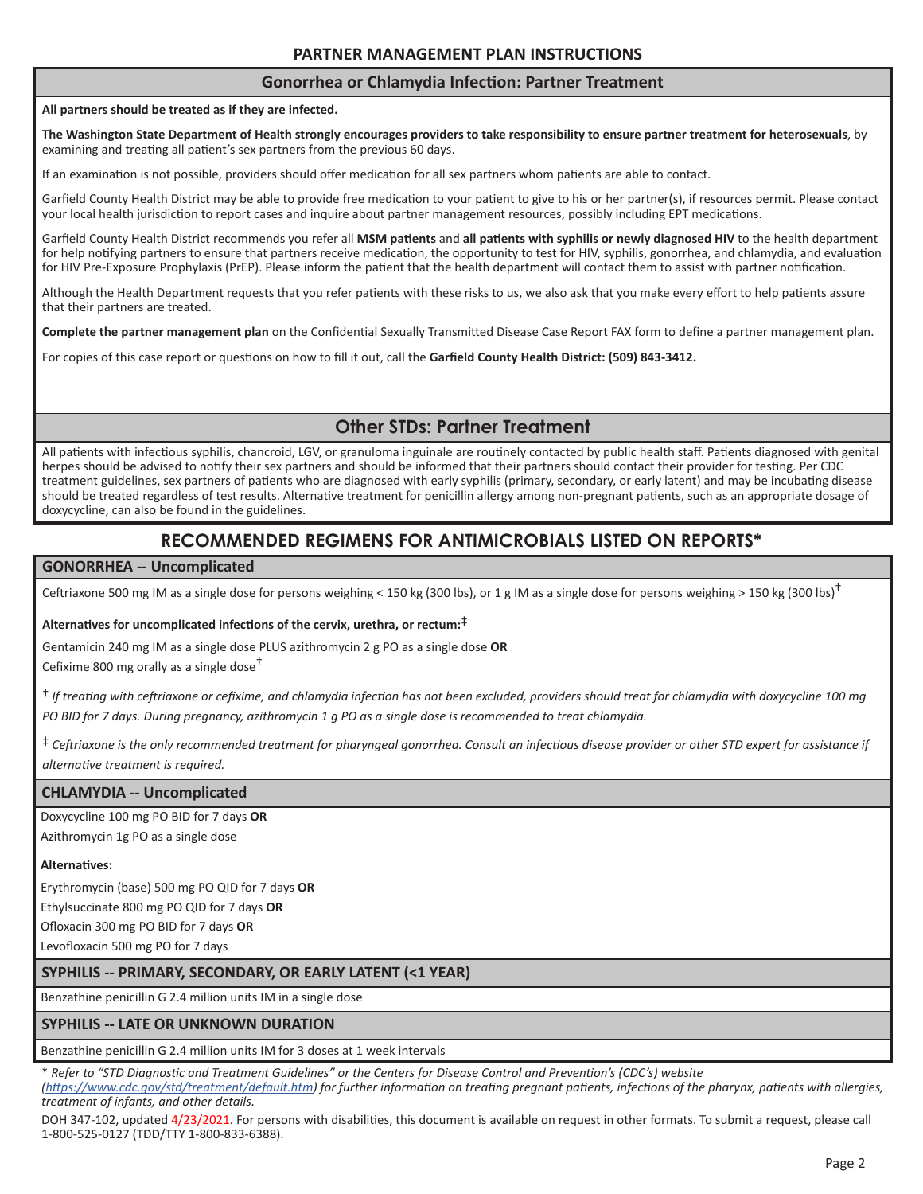# PARTNER MANAGEMENT PLAN INSTRUCTIONS

## Gonorrhea or Chlamydia Infection: Partner Treatment

**All partners should be treated as if they are infected.**

**The Washington State Department of Health strongly encourages providers to take responsibility to ensure partner treatment for heterosexuals**, by examining and treating all patient's sex partners from the previous 60 days.

If an examination is not possible, providers should offer medication for all sex partners whom patients are able to contact.

Garfield County Health District may be able to provide free medication to your patient to give to his or her partner(s), if resources permit. Please contact your local health jurisdiction to report cases and inquire about partner management resources, possibly including EPT medications.

Garfield County Health District recommends you refer all **MSM patients** and **all patients with syphilis or newly diagnosed HIV** to the health department for help notifying partners to ensure that partners receive medication, the opportunity to test for HIV, syphilis, gonorrhea, and chlamydia, and evaluation for HIV Pre-Exposure Prophylaxis (PrEP). Please inform the patient that the health department will contact them to assist with partner notification.

Although the Health Department requests that you refer patients with these risks to us, we also ask that you make every effort to help patients assure that their partners are treated.

**Complete the partner management plan** on the Confidential Sexually Transmitted Disease Case Report FAX form to define a partner management plan.

For copies of this case report or questions on how to fill it out, call the **Garfield County Health District: (509) 843-3412.**

## Other STDs: Partner Treatment

All patients with infectious syphilis, chancroid, LGV, or granuloma inguinale are routinely contacted by public health staff. Patients diagnosed with genital herpes should be advised to notify their sex partners and should be informed that their partners should contact their provider for testing. Per CDC treatment guidelines, sex partners of patients who are diagnosed with early syphilis (primary, secondary, or early latent) and may be incubating disease should be treated regardless of test results. Alternative treatment for penicillin allergy among non-pregnant patients, such as an appropriate dosage of doxycycline, can also be found in the guidelines.

## RECOMMENDED REGIMENS FOR ANTIMICROBIALS LISTED ON REPORTS*

### GONORRHEA -- Uncomplicated

Ceftriaxone 500 mg IM as a single dose for persons weighing < 150 kg (300 lbs), or 1 g IM as a single dose for persons weighing > 150 kg (300 lbs)†

**Alternatives for uncomplicated infections of the cervix, urethra, or rectum:‡**

Gentamicin 240 mg IM as a single dose PLUS azithromycin 2 g PO as a single dose **OR**

Cefixime 800 mg orally as a single dose†

† *If treating with ceftriaxone or cefixime, and chlamydia infection has not been excluded, providers should treat for chlamydia with doxycycline 100 mg PO BID for 7 days. During pregnancy, azithromycin 1 g PO as a single dose is recommended to treat chlamydia.*

‡ *Ceftriaxone is the only recommended treatment for pharyngeal gonorrhea. Consult an infectious disease provider or other STD expert for assistance if alternative treatment is required.*

### CHLAMYDIA -- Uncomplicated

Doxycycline 100 mg PO BID for 7 days **OR**

Azithromycin 1g PO as a single dose

**Alternatives:**

Erythromycin (base) 500 mg PO QID for 7 days **OR**

Ethylsuccinate 800 mg PO QID for 7 days **OR**

Ofloxacin 300 mg PO BID for 7 days **OR**

Levofloxacin 500 mg PO for 7 days

### SYPHILIS -- PRIMARY, SECONDARY, OR EARLY LATENT (<1 YEAR)

Benzathine penicillin G 2.4 million units IM in a single dose

### SYPHILIS -- LATE OR UNKNOWN DURATION

Benzathine penicillin G 2.4 million units IM for 3 doses at 1 week intervals

\* *Refer to "STD Diagnostic and Treatment Guidelines" or the Centers for Disease Control and Prevention's (CDC's) website ([https://www.cdc.gov/std/treatment/default.htm](https://www.cdc.gov/std/treatment/default.htm)) for further information on treating pregnant patients, infections of the pharynx, patients with allergies, treatment of infants, and other details.*

DOH 347-102, updated 4/23/2021. For persons with disabilities, this document is available on request in other formats. To submit a request, please call 1-800-525-0127 (TDD/TTY 1-800-833-6388).